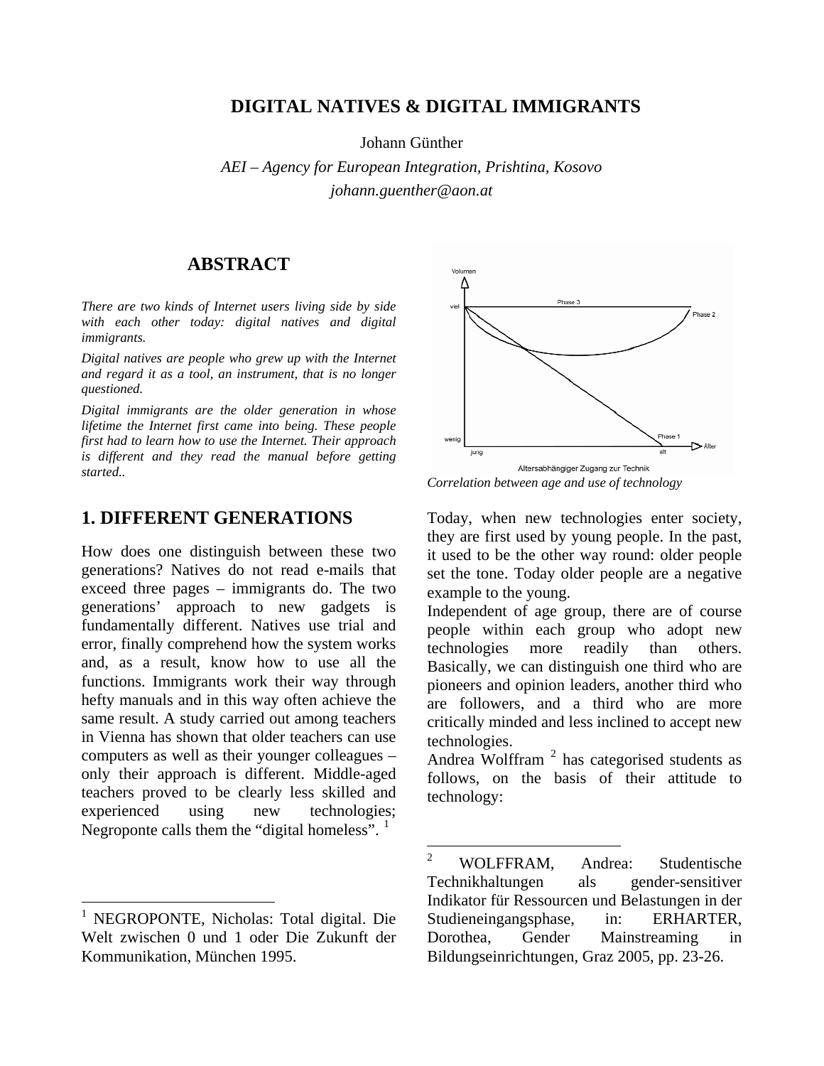# DIGITAL NATIVES & DIGITAL IMMIGRANTS

Johann Günther

*AEI – Agency for European Integration, Prishtina, Kosovo*

*johann.guenther@aon.at*

## ABSTRACT

*There are two kinds of Internet users living side by side with each other today: digital natives and digital immigrants.*

*Digital natives are people who grew up with the Internet and regard it as a tool, an instrument, that is no longer questioned.*

*Digital immigrants are the older generation in whose lifetime the Internet first came into being. These people first had to learn how to use the Internet. Their approach is different and they read the manual before getting started..*

## 1. DIFFERENT GENERATIONS

How does one distinguish between these two generations? Natives do not read e-mails that exceed three pages – immigrants do. The two generations' approach to new gadgets is fundamentally different. Natives use trial and error, finally comprehend how the system works and, as a result, know how to use all the functions. Immigrants work their way through hefty manuals and in this way often achieve the same result. A study carried out among teachers in Vienna has shown that older teachers can use computers as well as their younger colleagues – only their approach is different. Middle-aged teachers proved to be clearly less skilled and experienced using new technologies; Negroponte calls them the "digital homeless". [1]

*Correlation between age and use of technology*

Today, when new technologies enter society, they are first used by young people. In the past, it used to be the other way round: older people set the tone. Today older people are a negative example to the young.

Independent of age group, there are of course people within each group who adopt new technologies more readily than others. Basically, we can distinguish one third who are pioneers and opinion leaders, another third who are followers, and a third who are more critically minded and less inclined to accept new technologies.

Andrea Wolffram [2] has categorised students as follows, on the basis of their attitude to technology:

---

[1] NEGROPONTE, Nicholas: Total digital. Die Welt zwischen 0 und 1 oder Die Zukunft der Kommunikation, München 1995.

[2] WOLFFRAM, Andrea: Studentische Technikhaltungen als gender-sensitiver Indikator für Ressourcen und Belastungen in der Studieneingangsphase, in: ERHARTER, Dorothea, Gender Mainstreaming in Bildungseinrichtungen, Graz 2005, pp. 23-26.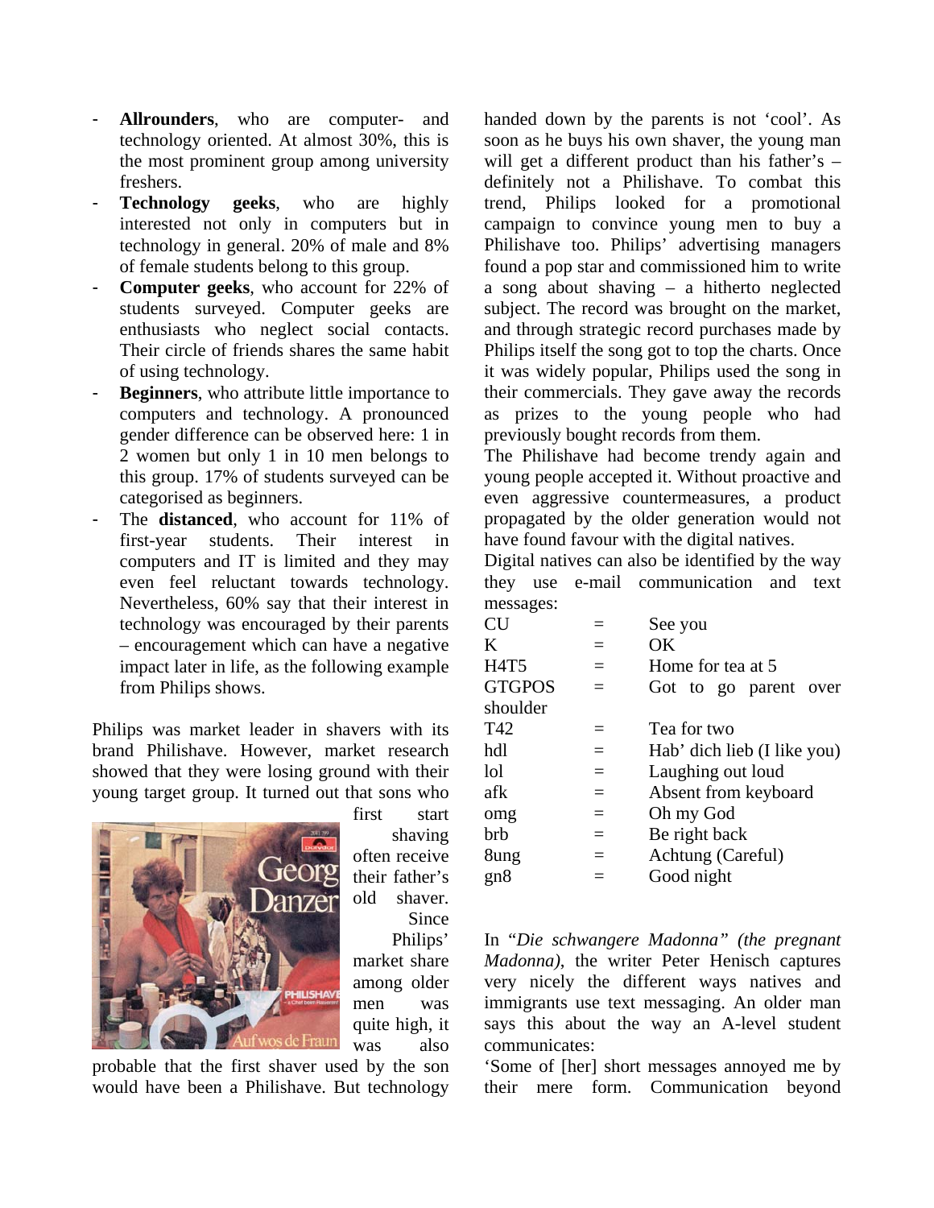- **Allrounders**, who are computer- and technology oriented. At almost 30%, this is the most prominent group among university freshers.
- **Technology geeks**, who are highly interested not only in computers but in technology in general. 20% of male and 8% of female students belong to this group.
- **Computer geeks**, who account for 22% of students surveyed. Computer geeks are enthusiasts who neglect social contacts. Their circle of friends shares the same habit of using technology.
- **Beginners**, who attribute little importance to computers and technology. A pronounced gender difference can be observed here: 1 in 2 women but only 1 in 10 men belongs to this group. 17% of students surveyed can be categorised as beginners.
- The **distanced**, who account for 11% of first-year students. Their interest in computers and IT is limited and they may even feel reluctant towards technology. Nevertheless, 60% say that their interest in technology was encouraged by their parents – encouragement which can have a negative impact later in life, as the following example from Philips shows.

Philips was market leader in shavers with its brand Philishave. However, market research showed that they were losing ground with their young target group. It turned out that sons who first start shaving often receive their father's old shaver. Since Philips' market share among older men was quite high, it was also probable that the first shaver used by the son would have been a Philishave. But technology handed down by the parents is not 'cool'. As soon as he buys his own shaver, the young man will get a different product than his father's – definitely not a Philishave. To combat this trend, Philips looked for a promotional campaign to convince young men to buy a Philishave too. Philips' advertising managers found a pop star and commissioned him to write a song about shaving – a hitherto neglected subject. The record was brought on the market, and through strategic record purchases made by Philips itself the song got to top the charts. Once it was widely popular, Philips used the song in their commercials. They gave away the records as prizes to the young people who had previously bought records from them.

The Philishave had become trendy again and young people accepted it. Without proactive and even aggressive countermeasures, a product propagated by the older generation would not have found favour with the digital natives.

Digital natives can also be identified by the way they use e-mail communication and text messages:

| | | |
|---|---|---|
| CU | = | See you |
| K | = | OK |
| H4T5 | = | Home for tea at 5 |
| GTGPOS | = | Got to go parent over shoulder |
| T42 | = | Tea for two |
| hdl | = | Hab' dich lieb (I like you) |
| lol | = | Laughing out loud |
| afk | = | Absent from keyboard |
| omg | = | Oh my God |
| brb | = | Be right back |
| 8ung | = | Achtung (Careful) |
| gn8 | = | Good night |

In *"Die schwangere Madonna" (the pregnant Madonna)*, the writer Peter Henisch captures very nicely the different ways natives and immigrants use text messaging. An older man says this about the way an A-level student communicates:

'Some of [her] short messages annoyed me by their mere form. Communication beyond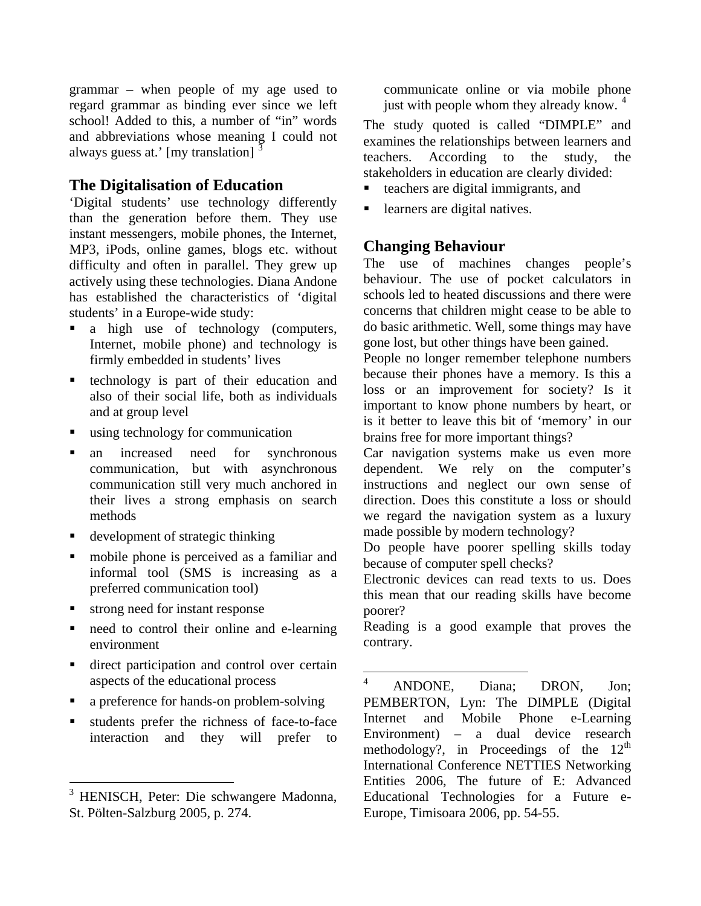grammar – when people of my age used to regard grammar as binding ever since we left school! Added to this, a number of "in" words and abbreviations whose meaning I could not always guess at.' [my translation] [3]

## The Digitalisation of Education

'Digital students' use technology differently than the generation before them. They use instant messengers, mobile phones, the Internet, MP3, iPods, online games, blogs etc. without difficulty and often in parallel. They grew up actively using these technologies. Diana Andone has established the characteristics of 'digital students' in a Europe-wide study:

- a high use of technology (computers, Internet, mobile phone) and technology is firmly embedded in students' lives
- technology is part of their education and also of their social life, both as individuals and at group level
- using technology for communication
- an increased need for synchronous communication, but with asynchronous communication still very much anchored in their lives a strong emphasis on search methods
- development of strategic thinking
- mobile phone is perceived as a familiar and informal tool (SMS is increasing as a preferred communication tool)
- strong need for instant response
- need to control their online and e-learning environment
- direct participation and control over certain aspects of the educational process
- a preference for hands-on problem-solving
- students prefer the richness of face-to-face interaction and they will prefer to communicate online or via mobile phone just with people whom they already know. [4]

The study quoted is called "DIMPLE" and examines the relationships between learners and teachers. According to the study, the stakeholders in education are clearly divided:

- teachers are digital immigrants, and
- learners are digital natives.

## Changing Behaviour

The use of machines changes people's behaviour. The use of pocket calculators in schools led to heated discussions and there were concerns that children might cease to be able to do basic arithmetic. Well, some things may have gone lost, but other things have been gained.

People no longer remember telephone numbers because their phones have a memory. Is this a loss or an improvement for society? Is it important to know phone numbers by heart, or is it better to leave this bit of 'memory' in our brains free for more important things?

Car navigation systems make us even more dependent. We rely on the computer's instructions and neglect our own sense of direction. Does this constitute a loss or should we regard the navigation system as a luxury made possible by modern technology?

Do people have poorer spelling skills today because of computer spell checks?

Electronic devices can read texts to us. Does this mean that our reading skills have become poorer?

Reading is a good example that proves the contrary.

---

[3] HENISCH, Peter: Die schwangere Madonna, St. Pölten-Salzburg 2005, p. 274.

[4] ANDONE, Diana; DRON, Jon; PEMBERTON, Lyn: The DIMPLE (Digital Internet and Mobile Phone e-Learning Environment) – a dual device research methodology?, in Proceedings of the 12th International Conference NETTIES Networking Entities 2006, The future of E: Advanced Educational Technologies for a Future e-Europe, Timisoara 2006, pp. 54-55.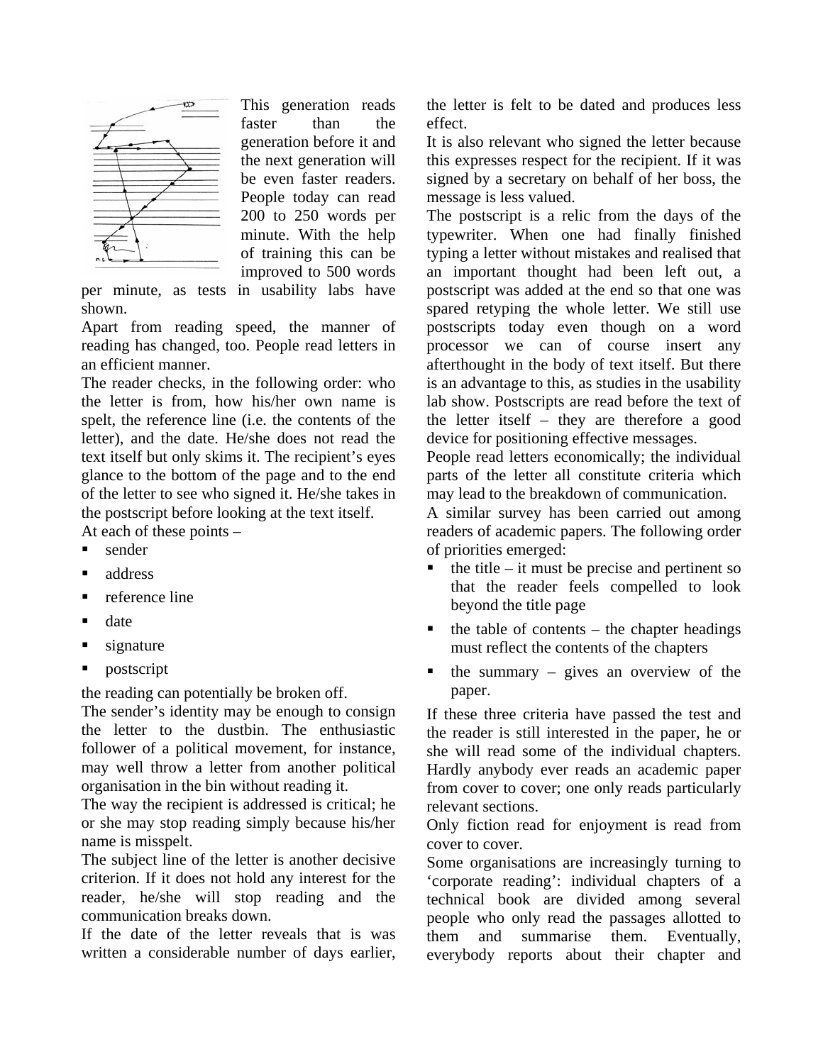This generation reads faster than the generation before it and the next generation will be even faster readers. People today can read 200 to 250 words per minute. With the help of training this can be improved to 500 words per minute, as tests in usability labs have shown.

Apart from reading speed, the manner of reading has changed, too. People read letters in an efficient manner.

The reader checks, in the following order: who the letter is from, how his/her own name is spelt, the reference line (i.e. the contents of the letter), and the date. He/she does not read the text itself but only skims it. The recipient's eyes glance to the bottom of the page and to the end of the letter to see who signed it. He/she takes in the postscript before looking at the text itself.

At each of these points –

- sender
- address
- reference line
- date
- signature
- postscript

the reading can potentially be broken off.

The sender's identity may be enough to consign the letter to the dustbin. The enthusiastic follower of a political movement, for instance, may well throw a letter from another political organisation in the bin without reading it.

The way the recipient is addressed is critical; he or she may stop reading simply because his/her name is misspelt.

The subject line of the letter is another decisive criterion. If it does not hold any interest for the reader, he/she will stop reading and the communication breaks down.

If the date of the letter reveals that is was written a considerable number of days earlier, the letter is felt to be dated and produces less effect.

It is also relevant who signed the letter because this expresses respect for the recipient. If it was signed by a secretary on behalf of her boss, the message is less valued.

The postscript is a relic from the days of the typewriter. When one had finally finished typing a letter without mistakes and realised that an important thought had been left out, a postscript was added at the end so that one was spared retyping the whole letter. We still use postscripts today even though on a word processor we can of course insert any afterthought in the body of text itself. But there is an advantage to this, as studies in the usability lab show. Postscripts are read before the text of the letter itself – they are therefore a good device for positioning effective messages.

People read letters economically; the individual parts of the letter all constitute criteria which may lead to the breakdown of communication.

A similar survey has been carried out among readers of academic papers. The following order of priorities emerged:

- the title – it must be precise and pertinent so that the reader feels compelled to look beyond the title page
- the table of contents – the chapter headings must reflect the contents of the chapters
- the summary – gives an overview of the paper.

If these three criteria have passed the test and the reader is still interested in the paper, he or she will read some of the individual chapters. Hardly anybody ever reads an academic paper from cover to cover; one only reads particularly relevant sections.

Only fiction read for enjoyment is read from cover to cover.

Some organisations are increasingly turning to 'corporate reading': individual chapters of a technical book are divided among several people who only read the passages allotted to them and summarise them. Eventually, everybody reports about their chapter and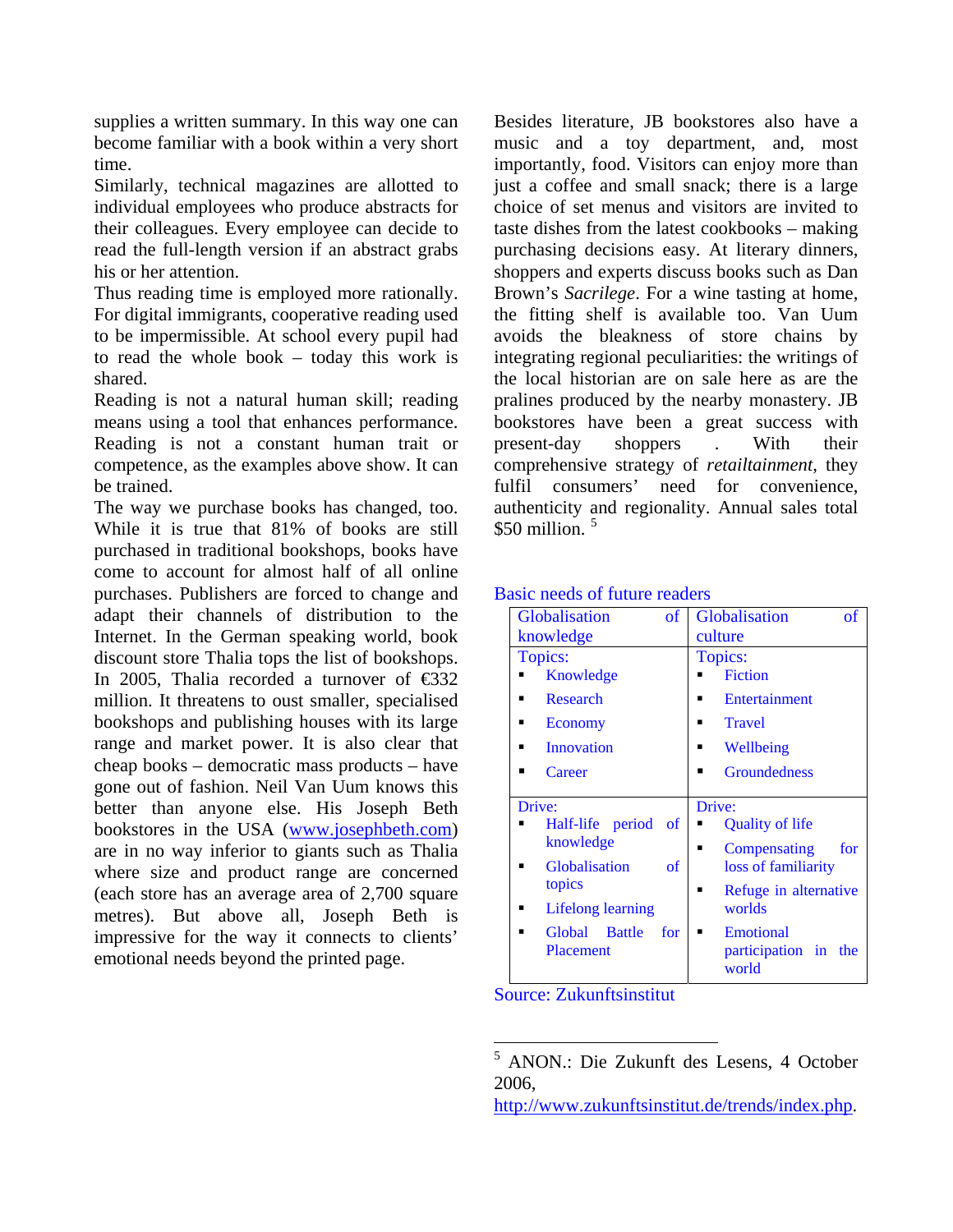supplies a written summary. In this way one can become familiar with a book within a very short time.

Similarly, technical magazines are allotted to individual employees who produce abstracts for their colleagues. Every employee can decide to read the full-length version if an abstract grabs his or her attention.

Thus reading time is employed more rationally. For digital immigrants, cooperative reading used to be impermissible. At school every pupil had to read the whole book – today this work is shared.

Reading is not a natural human skill; reading means using a tool that enhances performance. Reading is not a constant human trait or competence, as the examples above show. It can be trained.

The way we purchase books has changed, too. While it is true that 81% of books are still purchased in traditional bookshops, books have come to account for almost half of all online purchases. Publishers are forced to change and adapt their channels of distribution to the Internet. In the German speaking world, book discount store Thalia tops the list of bookshops. In 2005, Thalia recorded a turnover of €332 million. It threatens to oust smaller, specialised bookshops and publishing houses with its large range and market power. It is also clear that cheap books – democratic mass products – have gone out of fashion. Neil Van Uum knows this better than anyone else. His Joseph Beth bookstores in the USA (www.josephbeth.com) are in no way inferior to giants such as Thalia where size and product range are concerned (each store has an average area of 2,700 square metres). But above all, Joseph Beth is impressive for the way it connects to clients' emotional needs beyond the printed page.

Besides literature, JB bookstores also have a music and a toy department, and, most importantly, food. Visitors can enjoy more than just a coffee and small snack; there is a large choice of set menus and visitors are invited to taste dishes from the latest cookbooks – making purchasing decisions easy. At literary dinners, shoppers and experts discuss books such as Dan Brown's *Sacrilege*. For a wine tasting at home, the fitting shelf is available too. Van Uum avoids the bleakness of store chains by integrating regional peculiarities: the writings of the local historian are on sale here as are the pralines produced by the nearby monastery. JB bookstores have been a great success with present-day shoppers . With their comprehensive strategy of *retailtainment*, they fulfil consumers' need for convenience, authenticity and regionality. Annual sales total $50 million. [5]

Basic needs of future readers

| Globalisation of knowledge | Globalisation of culture |
|---|---|
| Topics:<br>▪ Knowledge<br>▪ Research<br>▪ Economy<br>▪ Innovation<br>▪ Career | Topics:<br>▪ Fiction<br>▪ Entertainment<br>▪ Travel<br>▪ Wellbeing<br>▪ Groundedness |
| Drive:<br>▪ Half-life period of knowledge<br>▪ Globalisation of topics<br>▪ Lifelong learning<br>▪ Global Battle for Placement | Drive:<br>▪ Quality of life<br>▪ Compensating for loss of familiarity<br>▪ Refuge in alternative worlds<br>▪ Emotional participation in the world |

Source: Zukunftsinstitut

[5] ANON.: Die Zukunft des Lesens, 4 October 2006, http://www.zukunftsinstitut.de/trends/index.php.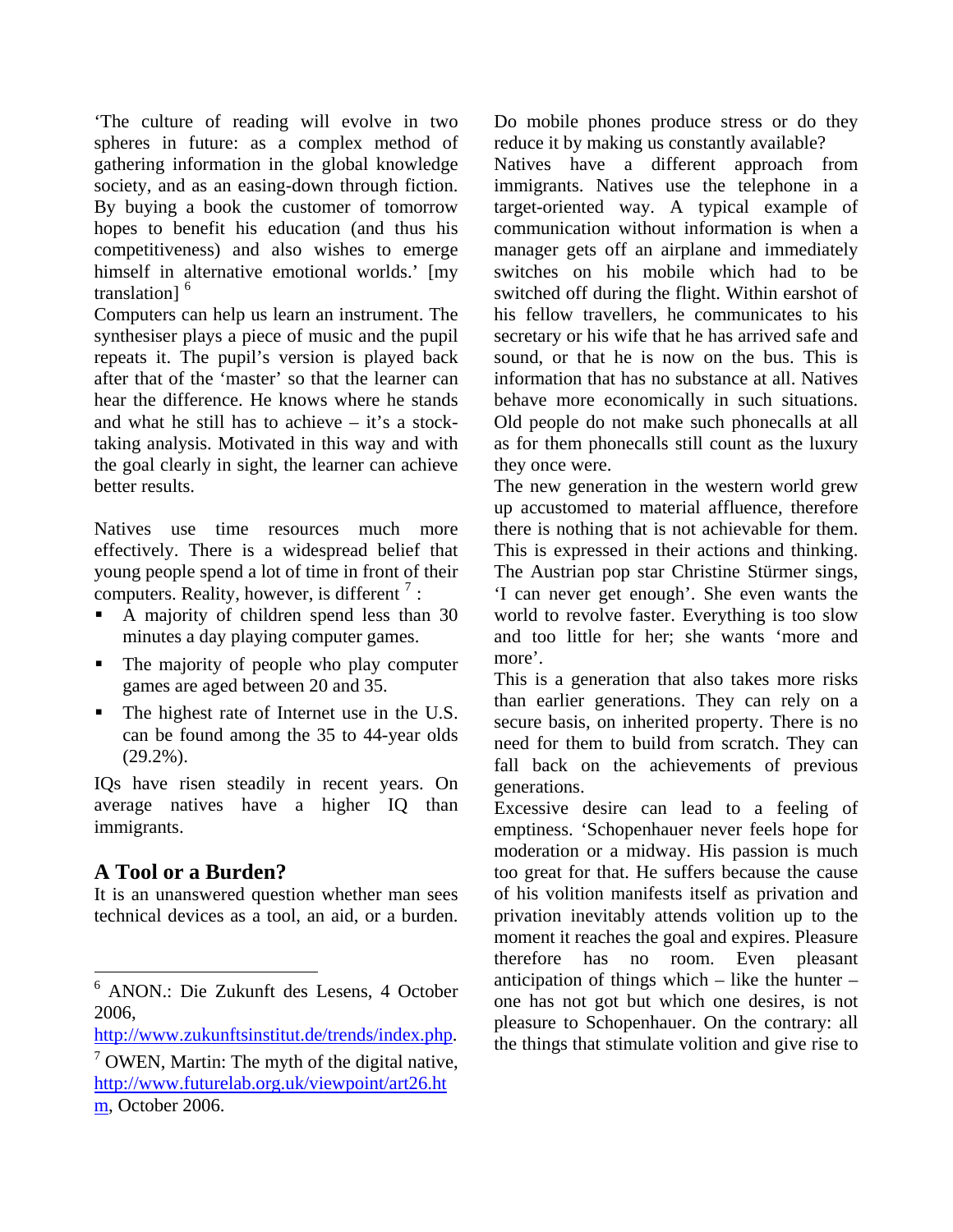'The culture of reading will evolve in two spheres in future: as a complex method of gathering information in the global knowledge society, and as an easing-down through fiction. By buying a book the customer of tomorrow hopes to benefit his education (and thus his competitiveness) and also wishes to emerge himself in alternative emotional worlds.' [my translation] [6]

Computers can help us learn an instrument. The synthesiser plays a piece of music and the pupil repeats it. The pupil's version is played back after that of the 'master' so that the learner can hear the difference. He knows where he stands and what he still has to achieve – it's a stock-taking analysis. Motivated in this way and with the goal clearly in sight, the learner can achieve better results.

Natives use time resources much more effectively. There is a widespread belief that young people spend a lot of time in front of their computers. Reality, however, is different [7] :

- A majority of children spend less than 30 minutes a day playing computer games.
- The majority of people who play computer games are aged between 20 and 35.
- The highest rate of Internet use in the U.S. can be found among the 35 to 44-year olds (29.2%).

IQs have risen steadily in recent years. On average natives have a higher IQ than immigrants.

## A Tool or a Burden?

It is an unanswered question whether man sees technical devices as a tool, an aid, or a burden. Do mobile phones produce stress or do they reduce it by making us constantly available?

Natives have a different approach from immigrants. Natives use the telephone in a target-oriented way. A typical example of communication without information is when a manager gets off an airplane and immediately switches on his mobile which had to be switched off during the flight. Within earshot of his fellow travellers, he communicates to his secretary or his wife that he has arrived safe and sound, or that he is now on the bus. This is information that has no substance at all. Natives behave more economically in such situations. Old people do not make such phonecalls at all as for them phonecalls still count as the luxury they once were.

The new generation in the western world grew up accustomed to material affluence, therefore there is nothing that is not achievable for them. This is expressed in their actions and thinking. The Austrian pop star Christine Stürmer sings, 'I can never get enough'. She even wants the world to revolve faster. Everything is too slow and too little for her; she wants 'more and more'.

This is a generation that also takes more risks than earlier generations. They can rely on a secure basis, on inherited property. There is no need for them to build from scratch. They can fall back on the achievements of previous generations.

Excessive desire can lead to a feeling of emptiness. 'Schopenhauer never feels hope for moderation or a midway. His passion is much too great for that. He suffers because the cause of his volition manifests itself as privation and privation inevitably attends volition up to the moment it reaches the goal and expires. Pleasure therefore has no room. Even pleasant anticipation of things which – like the hunter – one has not got but which one desires, is not pleasure to Schopenhauer. On the contrary: all the things that stimulate volition and give rise to

---

[6] ANON.: Die Zukunft des Lesens, 4 October 2006, http://www.zukunftsinstitut.de/trends/index.php.

[7] OWEN, Martin: The myth of the digital native, http://www.futurelab.org.uk/viewpoint/art26.htm, October 2006.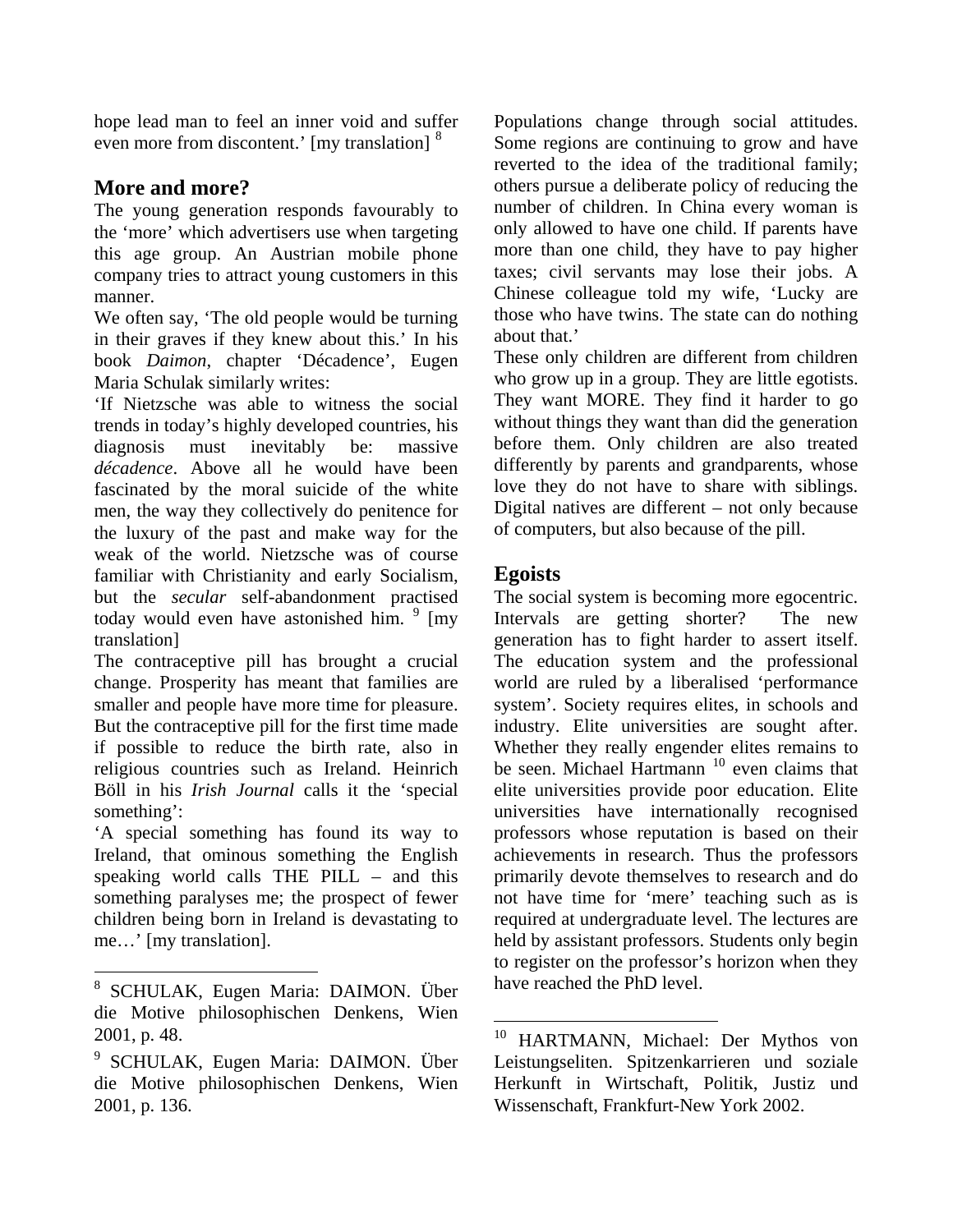hope lead man to feel an inner void and suffer even more from discontent.' [my translation] [8]

## More and more?

The young generation responds favourably to the 'more' which advertisers use when targeting this age group. An Austrian mobile phone company tries to attract young customers in this manner.

We often say, 'The old people would be turning in their graves if they knew about this.' In his book *Daimon*, chapter 'Décadence', Eugen Maria Schulak similarly writes:

'If Nietzsche was able to witness the social trends in today's highly developed countries, his diagnosis must inevitably be: massive *décadence*. Above all he would have been fascinated by the moral suicide of the white men, the way they collectively do penitence for the luxury of the past and make way for the weak of the world. Nietzsche was of course familiar with Christianity and early Socialism, but the *secular* self-abandonment practised today would even have astonished him. [9] [my translation]

The contraceptive pill has brought a crucial change. Prosperity has meant that families are smaller and people have more time for pleasure. But the contraceptive pill for the first time made if possible to reduce the birth rate, also in religious countries such as Ireland. Heinrich Böll in his *Irish Journal* calls it the 'special something':

'A special something has found its way to Ireland, that ominous something the English speaking world calls THE PILL – and this something paralyses me; the prospect of fewer children being born in Ireland is devastating to me…' [my translation].

Populations change through social attitudes. Some regions are continuing to grow and have reverted to the idea of the traditional family; others pursue a deliberate policy of reducing the number of children. In China every woman is only allowed to have one child. If parents have more than one child, they have to pay higher taxes; civil servants may lose their jobs. A Chinese colleague told my wife, 'Lucky are those who have twins. The state can do nothing about that.'

These only children are different from children who grow up in a group. They are little egotists. They want MORE. They find it harder to go without things they want than did the generation before them. Only children are also treated differently by parents and grandparents, whose love they do not have to share with siblings. Digital natives are different – not only because of computers, but also because of the pill.

## Egoists

The social system is becoming more egocentric. Intervals are getting shorter? The new generation has to fight harder to assert itself. The education system and the professional world are ruled by a liberalised 'performance system'. Society requires elites, in schools and industry. Elite universities are sought after. Whether they really engender elites remains to be seen. Michael Hartmann [10] even claims that elite universities provide poor education. Elite universities have internationally recognised professors whose reputation is based on their achievements in research. Thus the professors primarily devote themselves to research and do not have time for 'mere' teaching such as is required at undergraduate level. The lectures are held by assistant professors. Students only begin to register on the professor's horizon when they have reached the PhD level.

---

[8] SCHULAK, Eugen Maria: DAIMON. Über die Motive philosophischen Denkens, Wien 2001, p. 48.

[9] SCHULAK, Eugen Maria: DAIMON. Über die Motive philosophischen Denkens, Wien 2001, p. 136.

[10] HARTMANN, Michael: Der Mythos von Leistungseliten. Spitzenkarrieren und soziale Herkunft in Wirtschaft, Politik, Justiz und Wissenschaft, Frankfurt-New York 2002.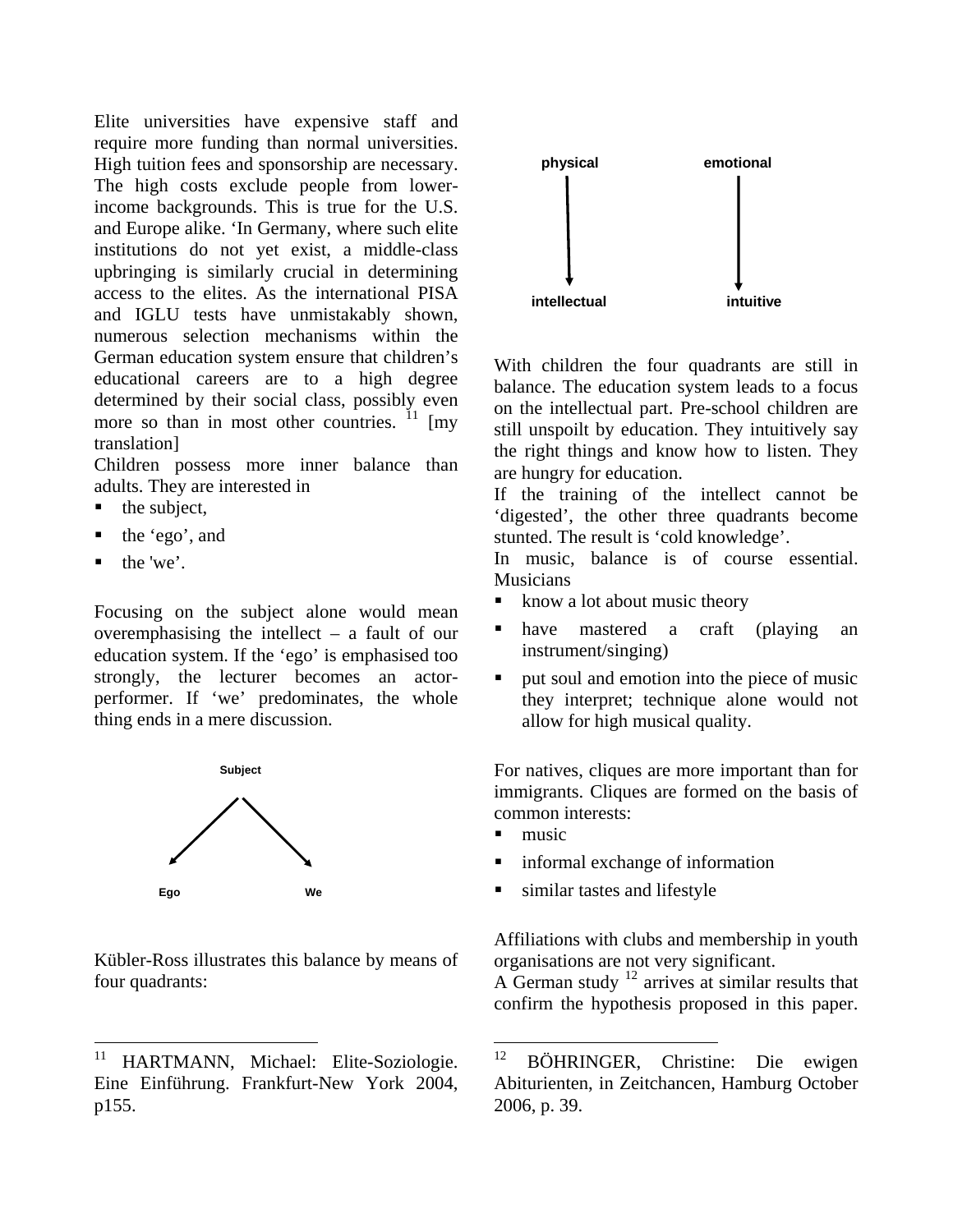Elite universities have expensive staff and require more funding than normal universities. High tuition fees and sponsorship are necessary. The high costs exclude people from lower-income backgrounds. This is true for the U.S. and Europe alike. 'In Germany, where such elite institutions do not yet exist, a middle-class upbringing is similarly crucial in determining access to the elites. As the international PISA and IGLU tests have unmistakably shown, numerous selection mechanisms within the German education system ensure that children's educational careers are to a high degree determined by their social class, possibly even more so than in most other countries. [11] [my translation]

Children possess more inner balance than adults. They are interested in

- the subject,
- the 'ego', and
- the 'we'.

Focusing on the subject alone would mean overemphasising the intellect – a fault of our education system. If the 'ego' is emphasised too strongly, the lecturer becomes an actor-performer. If 'we' predominates, the whole thing ends in a mere discussion.

Subject

Ego We

Kübler-Ross illustrates this balance by means of four quadrants:

physical emotional

intellectual intuitive

With children the four quadrants are still in balance. The education system leads to a focus on the intellectual part. Pre-school children are still unspoilt by education. They intuitively say the right things and know how to listen. They are hungry for education.

If the training of the intellect cannot be 'digested', the other three quadrants become stunted. The result is 'cold knowledge'.

In music, balance is of course essential. Musicians

- know a lot about music theory
- have mastered a craft (playing an instrument/singing)
- put soul and emotion into the piece of music they interpret; technique alone would not allow for high musical quality.

For natives, cliques are more important than for immigrants. Cliques are formed on the basis of common interests:

- music
- informal exchange of information
- similar tastes and lifestyle

Affiliations with clubs and membership in youth organisations are not very significant.

A German study [12] arrives at similar results that confirm the hypothesis proposed in this paper.

---

[11] HARTMANN, Michael: Elite-Soziologie. Eine Einführung. Frankfurt-New York 2004, p155.

[12] BÖHRINGER, Christine: Die ewigen Abiturienten, in Zeitchancen, Hamburg October 2006, p. 39.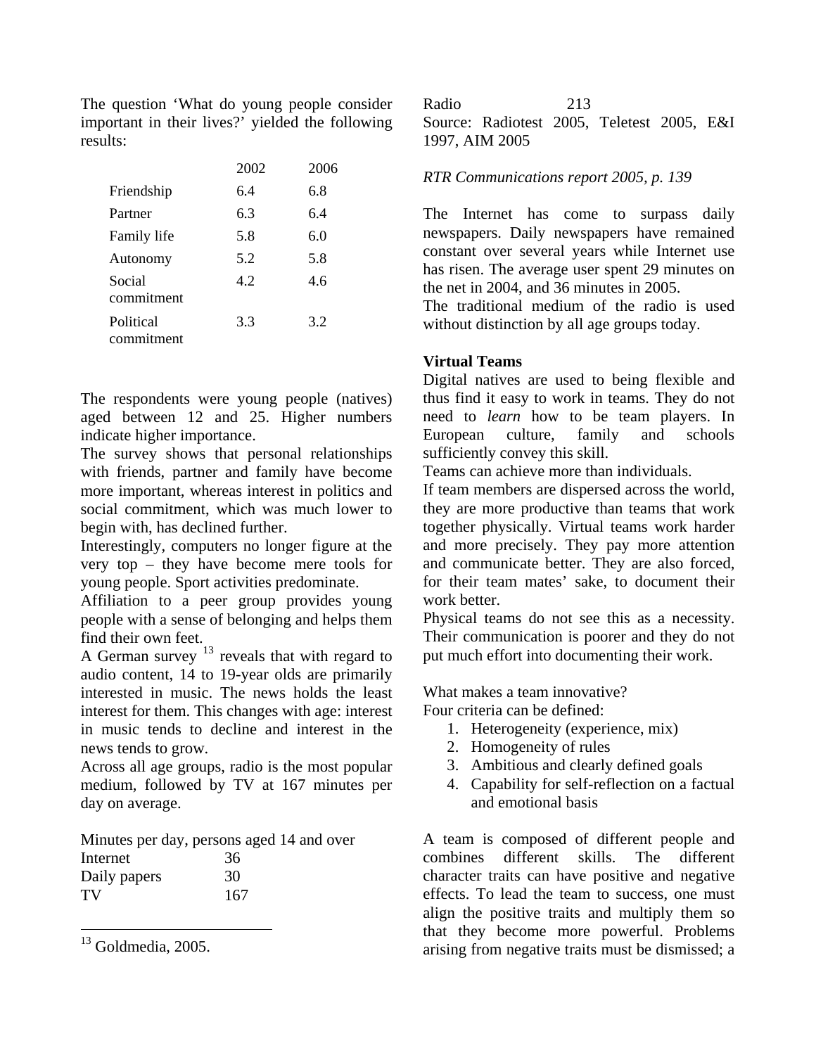The question 'What do young people consider important in their lives?' yielded the following results:

| | 2002 | 2006 |
|---|---|---|
| Friendship | 6.4 | 6.8 |
| Partner | 6.3 | 6.4 |
| Family life | 5.8 | 6.0 |
| Autonomy | 5.2 | 5.8 |
| Social commitment | 4.2 | 4.6 |
| Political commitment | 3.3 | 3.2 |

The respondents were young people (natives) aged between 12 and 25. Higher numbers indicate higher importance.

The survey shows that personal relationships with friends, partner and family have become more important, whereas interest in politics and social commitment, which was much lower to begin with, has declined further.

Interestingly, computers no longer figure at the very top – they have become mere tools for young people. Sport activities predominate.

Affiliation to a peer group provides young people with a sense of belonging and helps them find their own feet.

A German survey [13] reveals that with regard to audio content, 14 to 19-year olds are primarily interested in music. The news holds the least interest for them. This changes with age: interest in music tends to decline and interest in the news tends to grow.

Across all age groups, radio is the most popular medium, followed by TV at 167 minutes per day on average.

Minutes per day, persons aged 14 and over

| | |
|---|---|
| Internet | 36 |
| Daily papers | 30 |
| TV | 167 |
| Radio | 213 |

Source: Radiotest 2005, Teletest 2005, E&I 1997, AIM 2005

*RTR Communications report 2005, p. 139*

The Internet has come to surpass daily newspapers. Daily newspapers have remained constant over several years while Internet use has risen. The average user spent 29 minutes on the net in 2004, and 36 minutes in 2005.

The traditional medium of the radio is used without distinction by all age groups today.

**Virtual Teams**

Digital natives are used to being flexible and thus find it easy to work in teams. They do not need to *learn* how to be team players. In European culture, family and schools sufficiently convey this skill.

Teams can achieve more than individuals.

If team members are dispersed across the world, they are more productive than teams that work together physically. Virtual teams work harder and more precisely. They pay more attention and communicate better. They are also forced, for their team mates' sake, to document their work better.

Physical teams do not see this as a necessity. Their communication is poorer and they do not put much effort into documenting their work.

What makes a team innovative?

Four criteria can be defined:

1. Heterogeneity (experience, mix)
2. Homogeneity of rules
3. Ambitious and clearly defined goals
4. Capability for self-reflection on a factual and emotional basis

A team is composed of different people and combines different skills. The different character traits can have positive and negative effects. To lead the team to success, one must align the positive traits and multiply them so that they become more powerful. Problems arising from negative traits must be dismissed; a

[13] Goldmedia, 2005.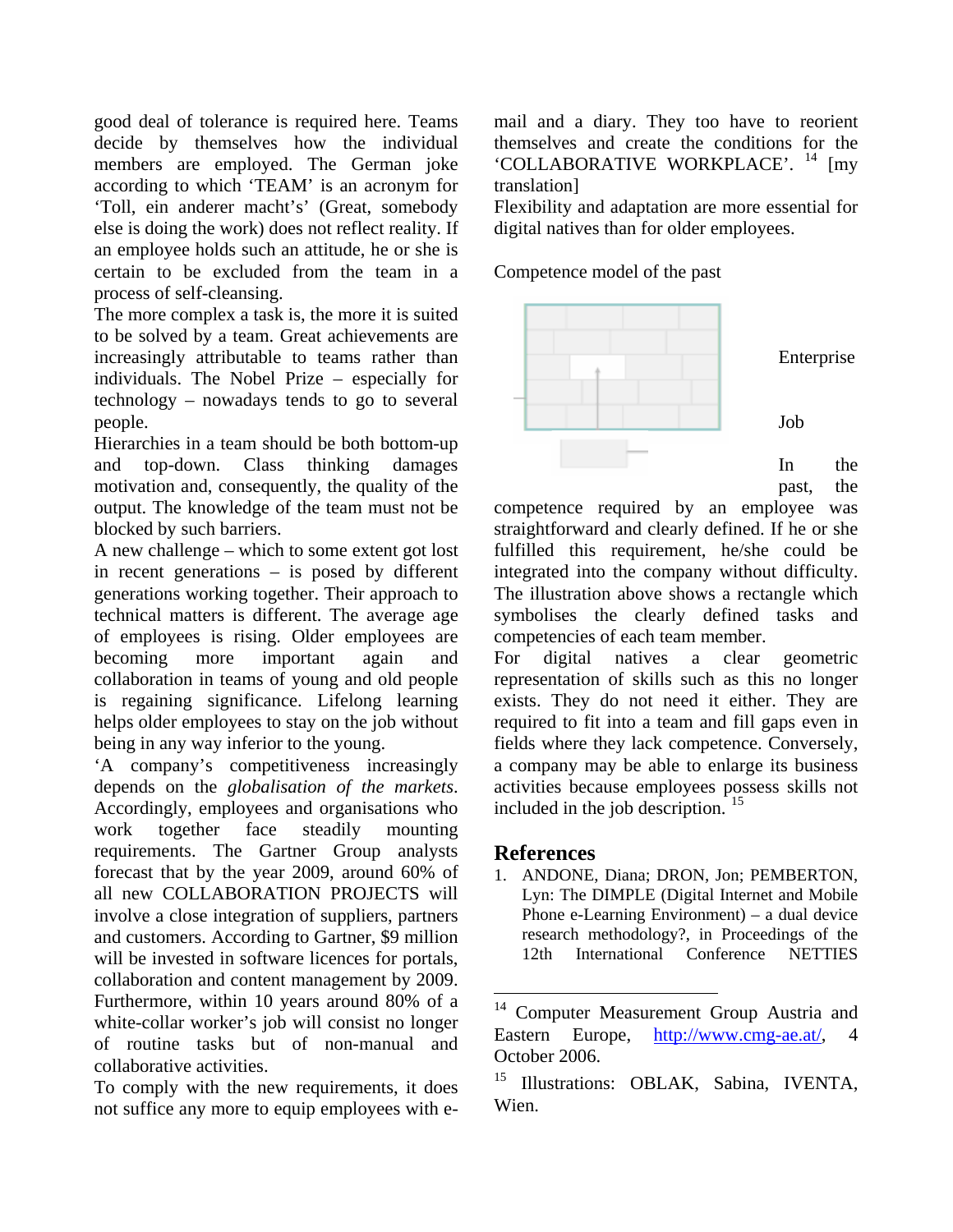good deal of tolerance is required here. Teams decide by themselves how the individual members are employed. The German joke according to which 'TEAM' is an acronym for 'Toll, ein anderer macht's' (Great, somebody else is doing the work) does not reflect reality. If an employee holds such an attitude, he or she is certain to be excluded from the team in a process of self-cleansing.

The more complex a task is, the more it is suited to be solved by a team. Great achievements are increasingly attributable to teams rather than individuals. The Nobel Prize – especially for technology – nowadays tends to go to several people.

Hierarchies in a team should be both bottom-up and top-down. Class thinking damages motivation and, consequently, the quality of the output. The knowledge of the team must not be blocked by such barriers.

A new challenge – which to some extent got lost in recent generations – is posed by different generations working together. Their approach to technical matters is different. The average age of employees is rising. Older employees are becoming more important again and collaboration in teams of young and old people is regaining significance. Lifelong learning helps older employees to stay on the job without being in any way inferior to the young.

'A company's competitiveness increasingly depends on the *globalisation of the markets*. Accordingly, employees and organisations who work together face steadily mounting requirements. The Gartner Group analysts forecast that by the year 2009, around 60% of all new COLLABORATION PROJECTS will involve a close integration of suppliers, partners and customers. According to Gartner, $9 million will be invested in software licences for portals, collaboration and content management by 2009. Furthermore, within 10 years around 80% of a white-collar worker's job will consist no longer of routine tasks but of non-manual and collaborative activities.

To comply with the new requirements, it does not suffice any more to equip employees with e-mail and a diary. They too have to reorient themselves and create the conditions for the 'COLLABORATIVE WORKPLACE'. [14] [my translation]

Flexibility and adaptation are more essential for digital natives than for older employees.

Competence model of the past

Enterprise

Job

In the past, the competence required by an employee was straightforward and clearly defined. If he or she fulfilled this requirement, he/she could be integrated into the company without difficulty. The illustration above shows a rectangle which symbolises the clearly defined tasks and competencies of each team member.

For digital natives a clear geometric representation of skills such as this no longer exists. They do not need it either. They are required to fit into a team and fill gaps even in fields where they lack competence. Conversely, a company may be able to enlarge its business activities because employees possess skills not included in the job description. [15]

## References

1. ANDONE, Diana; DRON, Jon; PEMBERTON, Lyn: The DIMPLE (Digital Internet and Mobile Phone e-Learning Environment) – a dual device research methodology?, in Proceedings of the 12th International Conference NETTIES

---

[14] Computer Measurement Group Austria and Eastern Europe, http://www.cmg-ae.at/, 4 October 2006.

[15] Illustrations: OBLAK, Sabina, IVENTA, Wien.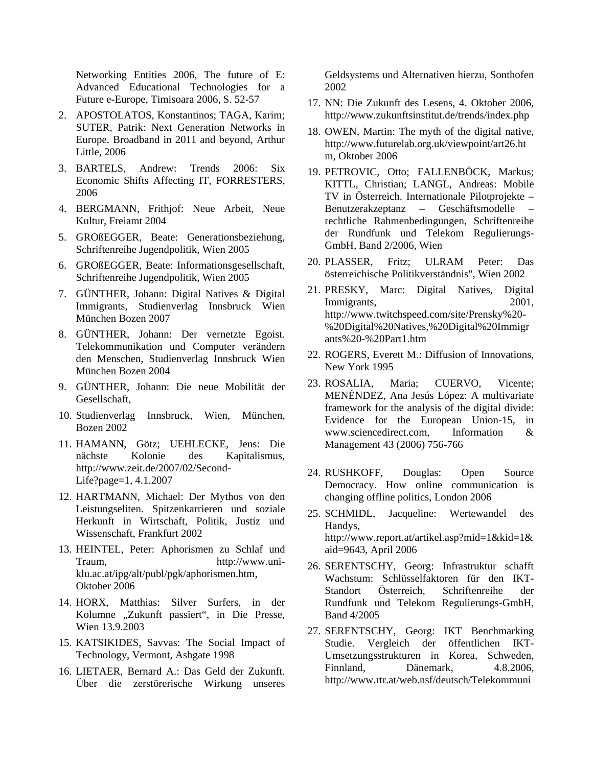Networking Entities 2006, The future of E: Advanced Educational Technologies for a Future e-Europe, Timisoara 2006, S. 52-57

2. APOSTOLATOS, Konstantinos; TAGA, Karim; SUTER, Patrik: Next Generation Networks in Europe. Broadband in 2011 and beyond, Arthur Little, 2006
3. BARTELS, Andrew: Trends 2006: Six Economic Shifts Affecting IT, FORRESTERS, 2006
4. BERGMANN, Frithjof: Neue Arbeit, Neue Kultur, Freiamt 2004
5. GROßEGGER, Beate: Generationsbeziehung, Schriftenreihe Jugendpolitik, Wien 2005
6. GROßEGGER, Beate: Informationsgesellschaft, Schriftenreihe Jugendpolitik, Wien 2005
7. GÜNTHER, Johann: Digital Natives & Digital Immigrants, Studienverlag Innsbruck Wien München Bozen 2007
8. GÜNTHER, Johann: Der vernetzte Egoist. Telekommunikation und Computer verändern den Menschen, Studienverlag Innsbruck Wien München Bozen 2004
9. GÜNTHER, Johann: Die neue Mobilität der Gesellschaft,
10. Studienverlag Innsbruck, Wien, München, Bozen 2002
11. HAMANN, Götz; UEHLECKE, Jens: Die nächste Kolonie des Kapitalismus, http://www.zeit.de/2007/02/Second-Life?page=1, 4.1.2007
12. HARTMANN, Michael: Der Mythos von den Leistungseliten. Spitzenkarrieren und soziale Herkunft in Wirtschaft, Politik, Justiz und Wissenschaft, Frankfurt 2002
13. HEINTEL, Peter: Aphorismen zu Schlaf und Traum, http://www.uni-klu.ac.at/ipg/alt/publ/pgk/aphorismen.htm, Oktober 2006
14. HORX, Matthias: Silver Surfers, in der Kolumne „Zukunft passiert", in Die Presse, Wien 13.9.2003
15. KATSIKIDES, Savvas: The Social Impact of Technology, Vermont, Ashgate 1998
16. LIETAER, Bernard A.: Das Geld der Zukunft. Über die zerstörerische Wirkung unseres Geldsystems und Alternativen hierzu, Sonthofen 2002
17. NN: Die Zukunft des Lesens, 4. Oktober 2006, http://www.zukunftsinstitut.de/trends/index.php
18. OWEN, Martin: The myth of the digital native, http://www.futurelab.org.uk/viewpoint/art26.htm, Oktober 2006
19. PETROVIC, Otto; FALLENBÖCK, Markus; KITTL, Christian; LANGL, Andreas: Mobile TV in Österreich. Internationale Pilotprojekte – Benutzerakzeptanz – Geschäftsmodelle – rechtliche Rahmenbedingungen, Schriftenreihe der Rundfunk und Telekom Regulierungs-GmbH, Band 2/2006, Wien
20. PLASSER, Fritz; ULRAM Peter: Das österreichische Politikverständnis", Wien 2002
21. PRESKY, Marc: Digital Natives, Digital Immigrants, 2001, http://www.twitchspeed.com/site/Prensky%20-%20Digital%20Natives,%20Digital%20Immigrants%20-%20Part1.htm
22. ROGERS, Everett M.: Diffusion of Innovations, New York 1995
23. ROSALIA, Maria; CUERVO, Vicente; MENÉNDEZ, Ana Jesús López: A multivariate framework for the analysis of the digital divide: Evidence for the European Union-15, in www.sciencedirect.com, Information & Management 43 (2006) 756-766
24. RUSHKOFF, Douglas: Open Source Democracy. How online communication is changing offline politics, London 2006
25. SCHMIDL, Jacqueline: Wertewandel des Handys, http://www.report.at/artikel.asp?mid=1&kid=1&aid=9643, April 2006
26. SERENTSCHY, Georg: Infrastruktur schafft Wachstum: Schlüsselfaktoren für den IKT-Standort Österreich, Schriftenreihe der Rundfunk und Telekom Regulierungs-GmbH, Band 4/2005
27. SERENTSCHY, Georg: IKT Benchmarking Studie. Vergleich der öffentlichen IKT-Umsetzungsstrukturen in Korea, Schweden, Finnland, Dänemark, 4.8.2006, http://www.rtr.at/web.nsf/deutsch/Telekommuni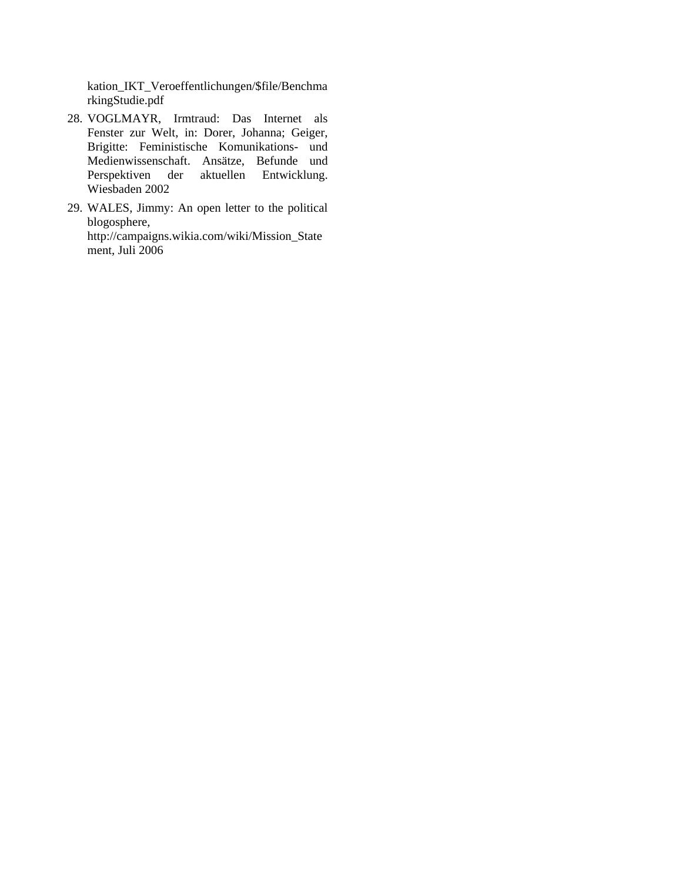kation_IKT_Veroeffentlichungen/$file/BenchmarkingStudie.pdf

28. VOGLMAYR, Irmtraud: Das Internet als Fenster zur Welt, in: Dorer, Johanna; Geiger, Brigitte: Feministische Komunikations- und Medienwissenschaft. Ansätze, Befunde und Perspektiven der aktuellen Entwicklung. Wiesbaden 2002
29. WALES, Jimmy: An open letter to the political blogosphere, http://campaigns.wikia.com/wiki/Mission_Statement, Juli 2006